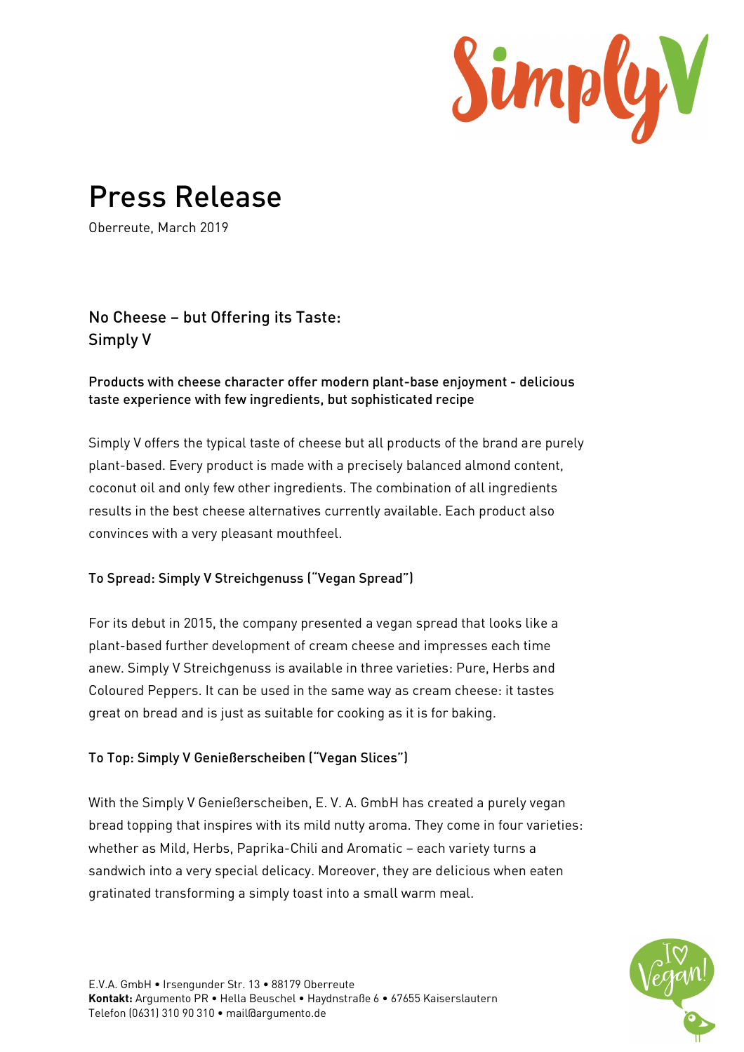# Press Release

Oberreute, March 2019

## No Cheese – but Offering its Taste: Simply V

**Products with cheese character offer modern plant-base enjoyment - delicious taste experience with few ingredients, but sophisticated recipe**

Simply V offers the typical taste of cheese but all products of the brand are purely plant-based. Every product is made with a precisely balanced almond content, coconut oil and only few other ingredients. The combination of all ingredients results in the best cheese alternatives currently available. Each product also convinces with a very pleasant mouthfeel.

### To Spread: Simply V Streichgenuss ("Vegan Spread")

For its debut in 2015, the company presented a vegan spread that looks like a plant-based further development of cream cheese and impresses each time anew. Simply V Streichgenuss is available in three varieties: Pure, Herbs and Coloured Peppers. It can be used in the same way as cream cheese: it tastes great on bread and is just as suitable for cooking as it is for baking.

### To Top: Simply V Genießerscheiben ("Vegan Slices")

With the Simply V Genießerscheiben, E. V. A. GmbH has created a purely vegan bread topping that inspires with its mild nutty aroma. They come in four varieties: whether as Mild, Herbs, Paprika-Chili and Aromatic – each variety turns a sandwich into a very special delicacy. Moreover, they are delicious when eaten gratinated transforming a simply toast into a small warm meal.

E.V.A. GmbH • Irsengunder Str. 13 • 88179 Oberreute
**Kontakt:** Argumento PR • Hella Beuschel • Haydnstraße 6 • 67655 Kaiserslautern
Telefon (0631) 310 90 310 • mail@argumento.de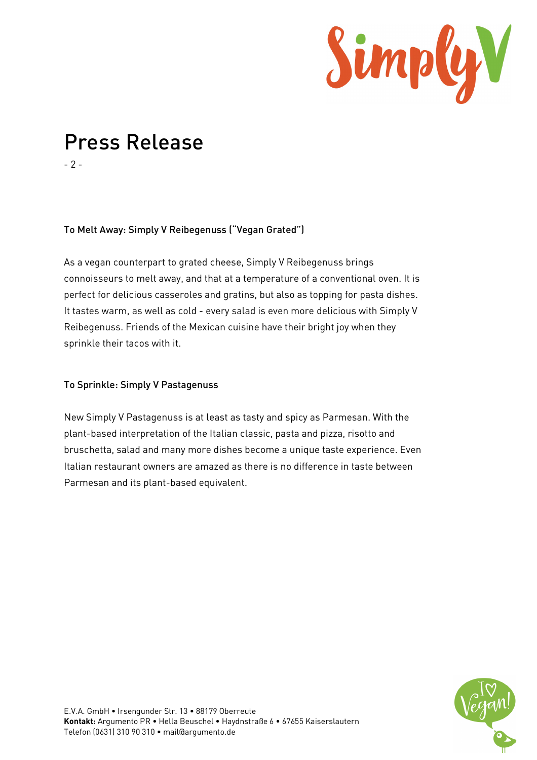# Press Release

### To Melt Away: Simply V Reibegenuss ("Vegan Grated")

As a vegan counterpart to grated cheese, Simply V Reibegenuss brings connoisseurs to melt away, and that at a temperature of a conventional oven. It is perfect for delicious casseroles and gratins, but also as topping for pasta dishes. It tastes warm, as well as cold - every salad is even more delicious with Simply V Reibegenuss. Friends of the Mexican cuisine have their bright joy when they sprinkle their tacos with it.

### To Sprinkle: Simply V Pastagenuss

New Simply V Pastagenuss is at least as tasty and spicy as Parmesan. With the plant-based interpretation of the Italian classic, pasta and pizza, risotto and bruschetta, salad and many more dishes become a unique taste experience. Even Italian restaurant owners are amazed as there is no difference in taste between Parmesan and its plant-based equivalent.

E.V.A. GmbH • Irsengunder Str. 13 • 88179 Oberreute
**Kontakt:** Argumento PR • Hella Beuschel • Haydnstraße 6 • 67655 Kaiserslautern
Telefon (0631) 310 90 310 • mail@argumento.de